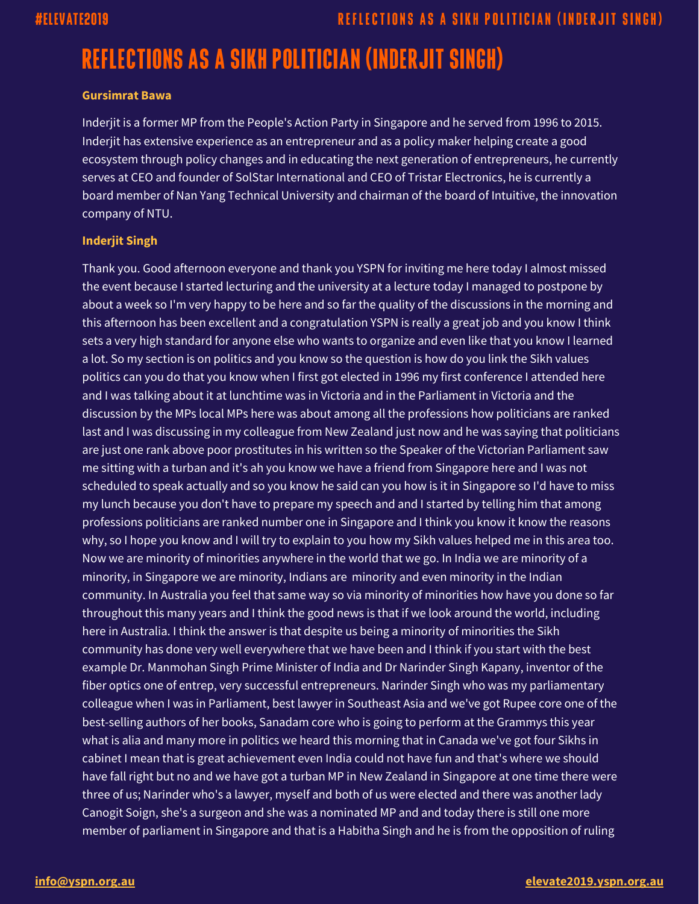# REFLECTIONS AS A SIKH POLITICIAN (INDERJIT SINGH)

**Gursimrat Bawa**

Inderjit is a former MP from the People's Action Party in Singapore and he served from 1996 to 2015. Inderjit has extensive experience as an entrepreneur and as a policy maker helping create a good ecosystem through policy changes and in educating the next generation of entrepreneurs, he currently serves at CEO and founder of SolStar International and CEO of Tristar Electronics, he is currently a board member of Nan Yang Technical University and chairman of the board of Intuitive, the innovation company of NTU.

**Inderjit Singh**

Thank you. Good afternoon everyone and thank you YSPN for inviting me here today I almost missed the event because I started lecturing and the university at a lecture today I managed to postpone by about a week so I'm very happy to be here and so far the quality of the discussions in the morning and this afternoon has been excellent and a congratulation YSPN is really a great job and you know I think sets a very high standard for anyone else who wants to organize and even like that you know I learned a lot. So my section is on politics and you know so the question is how do you link the Sikh values politics can you do that you know when I first got elected in 1996 my first conference I attended here and I was talking about it at lunchtime was in Victoria and in the Parliament in Victoria and the discussion by the MPs local MPs here was about among all the professions how politicians are ranked last and I was discussing in my colleague from New Zealand just now and he was saying that politicians are just one rank above poor prostitutes in his written so the Speaker of the Victorian Parliament saw me sitting with a turban and it's ah you know we have a friend from Singapore here and I was not scheduled to speak actually and so you know he said can you how is it in Singapore so I'd have to miss my lunch because you don't have to prepare my speech and and I started by telling him that among professions politicians are ranked number one in Singapore and I think you know it know the reasons why, so I hope you know and I will try to explain to you how my Sikh values helped me in this area too. Now we are minority of minorities anywhere in the world that we go. In India we are minority of a minority, in Singapore we are minority, Indians are minority and even minority in the Indian community. In Australia you feel that same way so via minority of minorities how have you done so far throughout this many years and I think the good news is that if we look around the world, including here in Australia. I think the answer is that despite us being a minority of minorities the Sikh community has done very well everywhere that we have been and I think if you start with the best example Dr. Manmohan Singh Prime Minister of India and Dr Narinder Singh Kapany, inventor of the fiber optics one of entrep, very successful entrepreneurs. Narinder Singh who was my parliamentary colleague when I was in Parliament, best lawyer in Southeast Asia and we've got Rupee core one of the best-selling authors of her books, Sanadam core who is going to perform at the Grammys this year what is alia and many more in politics we heard this morning that in Canada we've got four Sikhs in cabinet I mean that is great achievement even India could not have fun and that's where we should have fall right but no and we have got a turban MP in New Zealand in Singapore at one time there were three of us; Narinder who's a lawyer, myself and both of us were elected and there was another lady Canogit Soign, she's a surgeon and she was a nominated MP and and today there is still one more member of parliament in Singapore and that is a Habitha Singh and he is from the opposition of ruling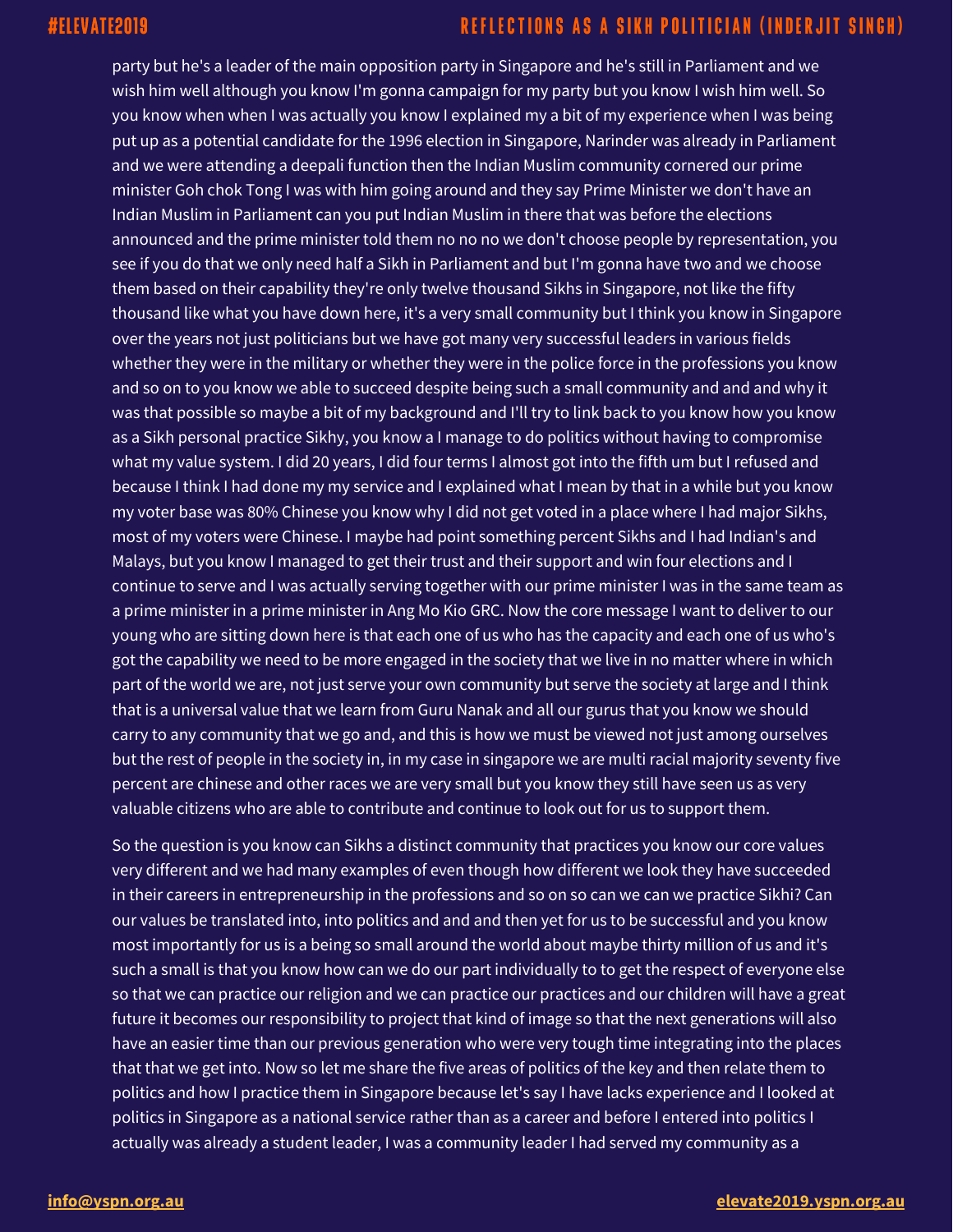party but he's a leader of the main opposition party in Singapore and he's still in Parliament and we wish him well although you know I'm gonna campaign for my party but you know I wish him well. So you know when when I was actually you know I explained my a bit of my experience when I was being put up as a potential candidate for the 1996 election in Singapore, Narinder was already in Parliament and we attending a deepali function then the Indian Muslim community cornered our prime minister Goh chok Tong I was with him going around and they say Prime Minister we don't have an Indian Muslim in Parliament can you put Indian Muslim in there that was before the elections announced and the prime minister told them no no no we don't choose people by representation, you see if you do that we only need half a Sikh in Parliament and but I'm gonna have two and we choose them based on their capability they're only twelve thousand Sikhs in Singapore, not like the fifty thousand like what you have down here, it's a very small community but I think you know in Singapore over the years not just politicians but we have got many very successful leaders in various fields whether they were in the military or whether they were in the police force in the professions you know and so on to you know we able to succeed despite being such a small community and and and why it was that possible so maybe a bit of my background and I'll try to link back to you know how you know as a Sikh personal practice Sikhy, you know a I manage to do politics without having to compromise what my value system. I did 20 years, I did four terms I almost got into the fifth um but I refused and because I think I had done my my service and I explained what I mean by that in a while but you know my voter base was 80% Chinese you know why I did not get voted in a place where I had major Sikhs, most of my voters were Chinese. I maybe had point something percent Sikhs and I had Indian's and Malays, but you know I managed to get their trust and their support and win four elections and I continue to serve and I was actually serving together with our prime minister I was in the same team as a prime minister in a prime minister in Ang Mo Kio GRC. Now the core message I want to deliver to our young who are sitting down here is that each one of us who has the capacity and each one of us who's got the capability we need to be more engaged in the society that we live in no matter where in which part of the world we are, not just serve your own community but serve the society at large and I think that is a universal value that we learn from Guru Nanak and all our gurus that you know we should carry to any community that we go and, and this is how we must be viewed not just among ourselves but the rest of people in the society in, in my case in singapore we are multi racial majority seventy five percent are chinese and other races we are very small but you know they still have seen us as very valuable citizens who are able to contribute and continue to look out for us to support them.

So the question is you know can Sikhs a distinct community that practices you know our core values very different and we had many examples of even though how different we look they have succeeded in their careers in entrepreneurship in the professions and so on so can we can we practice Sikhi? Can our values be translated into, into politics and and and then yet for us to be successful and you know most importantly for us is a being so small around the world about maybe thirty million of us and it's such a small is that you know how can we do our part individually to to get the respect of everyone else so that we can practice our religion and we can practice our practices and our children will have a great future it becomes our responsibility to project that kind of image so that the next generations will also have an easier time than our previous generation who were very tough time integrating into the places that that we get into. Now so let me share the five areas of politics of the key and then relate them to politics and how I practice them in Singapore because let's say I have lacks experience and I looked at politics in Singapore as a national service rather than as a career and before I entered into politics I actually was already a student leader, I was a community leader I had served my community as a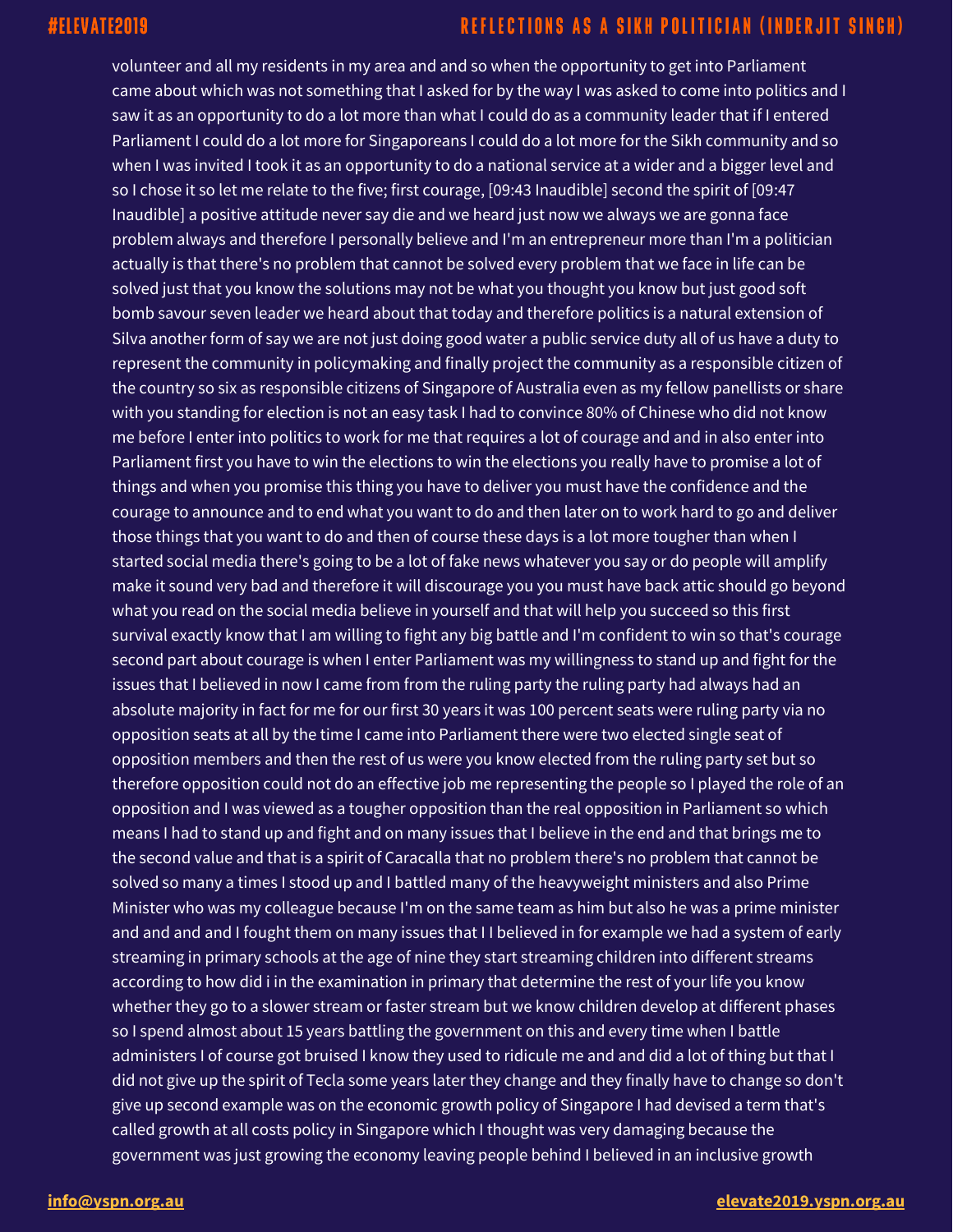volunteer and all my residents in my area and and so when the opportunity to get into Parliament came about which was not something that I asked for by the way I was asked to come into politics and I saw it as an opportunity to do a lot more than what I could do as a community leader that if I entered Parliament I could do a lot more for Singaporeans I could do a lot more for the Sikh community and so when I was invited I took it as an opportunity to do a national service at a wider and a bigger level and so I chose it so let me relate to the five; first courage, [09:43 Inaudible] second the spirit of [09:47 Inaudible] a positive attitude never say die and we heard just now we always we are gonna face problem always and therefore I personally believe and I'm an entrepreneur more than I'm a politician actually is that there's no problem that cannot be solved every problem that we face in life can be solved just that you know the solutions may not be what you thought you know but just good soft bomb savour seven leader we heard about that today and therefore politics is a natural extension of Silva another form of say we are not just doing good water a public service duty all of us have a duty to represent the community in policymaking and finally project the community as a responsible citizen of the country so six as responsible citizens of Singapore of Australia even as my fellow panellists or share with you standing for election is not an easy task I had to convince 80% of Chinese who did not know me before I enter into politics to work for me that requires a lot of courage and and in also enter into Parliament first you have to win the elections to win the elections you really have to promise a lot of things and when you promise this thing you have to deliver you must have the confidence and the courage to announce and to end what you want to do and then later on to work hard to go and deliver those things that you want to do and then of course these days is a lot more tougher than when I started social media there's going to be a lot of fake news whatever you say or do people will amplify make it sound very bad and therefore it will discourage you you must have back attic should go beyond what you read on the social media believe in yourself and that will help you succeed so this first survival exactly know that I am willing to fight any big battle and I'm confident to win so that's courage second part about courage is when I enter Parliament was my willingness to stand up and fight for the issues that I believed in now I came from from the ruling party the ruling party had always had an absolute majority in fact for me for our first 30 years it was 100 percent seats were ruling party via no opposition seats at all by the time I came into Parliament there were two elected single seat of opposition members and then the rest of us were you know elected from the ruling party set but so therefore opposition could not do an effective job me representing the people so I played the role of an opposition and I was viewed as a tougher opposition than the real opposition in Parliament so which means I had to stand up and fight and on many issues that I believe in the end and that brings me to the second value and that is a spirit of Caracalla that no problem there's no problem that cannot be solved so many a times I stood up and I battled many of the heavyweight ministers and also Prime Minister who was my colleague because I'm on the same team as him but also he was a prime minister and and and and I fought them on many issues that I I believed in for example we had a system of early streaming in primary schools at the age of nine they start streaming children into different streams according to how did i in the examination in primary that determine the rest of your life you know whether they go to a slower stream or faster stream but we know children develop at different phases so I spend almost about 15 years battling the government on this and every time when I battle administers I of course got bruised I know they used to ridicule me and and did a lot of thing but that I did not give up the spirit of Tecla some years later they change and they finally have to change so don't give up second example was on the economic growth policy of Singapore I had devised a term that's called growth at all costs policy in Singapore which I thought was very damaging because the government was just growing the economy leaving people behind I believed in an inclusive growth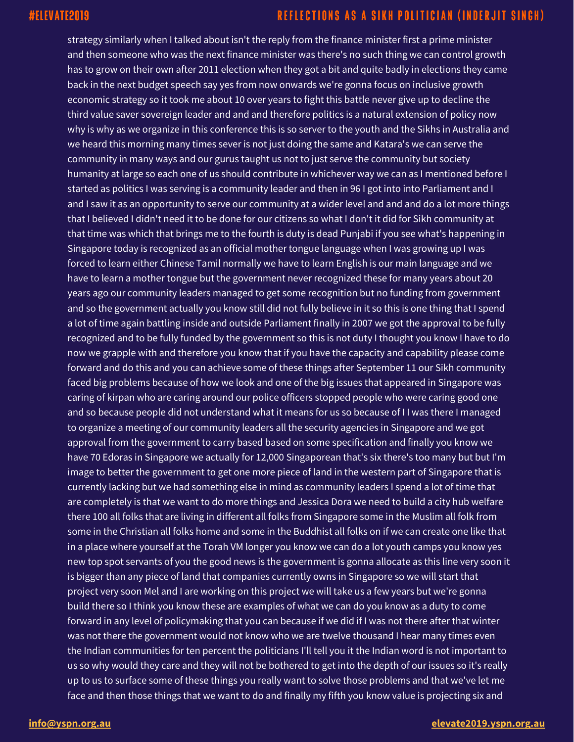strategy similarly when I talked about isn't the reply from the finance minister first a prime minister and then someone who was the next finance minister was there's no such thing we can control growth has to grow on their own after 2011 election when they got a bit and quite badly in elections they came back in the next budget speech say yes from now onwards we're gonna focus on inclusive growth economic strategy so it took me about 10 over years to fight this battle never give up to decline the third value saver sovereign leader and and and therefore politics is a natural extension of policy now why is why as we organize in this conference this is so server to the youth and the Sikhs in Australia and we heard this morning many times sever is not just doing the same and Katara's we can serve the community in many ways and our gurus taught us not to just serve the community but society humanity at large so each one of us should contribute in whichever way we can as I mentioned before I started as politics I was serving is a community leader and then in 96 I got into into Parliament and I and I saw it as an opportunity to serve our community at a wider level and and and do a lot more things that I believed I didn't need it to be done for our citizens so what I don't it did for Sikh community at that time was which that brings me to the fourth is duty is dead Punjabi if you see what's happening in Singapore today is recognized as an official mother tongue language when I was growing up I was forced to learn either Chinese Tamil normally we have to learn English is our main language and we have to learn a mother tongue but the government never recognized these for many years about 20 years ago our community leaders managed to get some recognition but no funding from government and so the government actually you know still did not fully believe in it so this is one thing that I spend a lot of time again battling inside and outside Parliament finally in 2007 we got the approval to be fully recognized and to be fully funded by the government so this is not duty I thought you know I have to do now we grapple with and therefore you know that if you have the capacity and capability please come forward and do this and you can achieve some of these things after September 11 our Sikh community faced big problems because of how we look and one of the big issues that appeared in Singapore was caring of kirpan who are caring around our police officers stopped people who were caring good one and so because people did not understand what it means for us so because of I I was there I managed to organize a meeting of our community leaders all the security agencies in Singapore and we got approval from the government to carry based based on some specification and finally you know we have 70 Edoras in Singapore we actually for 12,000 Singaporean that's six there's too many but but I'm image to better the government to get one more piece of land in the western part of Singapore that is currently lacking but we had something else in mind as community leaders I spend a lot of time that are completely is that we want to do more things and Jessica Dora we need to build a city hub welfare there 100 all folks that are living in different all folks from Singapore some in the Muslim all folk from some in the Christian all folks home and some in the Buddhist all folks on if we can create one like that in a place where yourself at the Torah VM longer you know we can do a lot youth camps you know yes new top spot servants of you the good news is the government is gonna allocate as this line very soon it is bigger than any piece of land that companies currently owns in Singapore so we will start that project very soon Mel and I are working on this project we will take us a few years but we're gonna build there so I think you know these are examples of what we can do you know as a duty to come forward in any level of policymaking that you can because if we did if I was not there after that winter was not there the government would not know who we are twelve thousand I hear many times even the Indian communities for ten percent the politicians I'll tell you it the Indian word is not important to us so why would they care and they will not be bothered to get into the depth of our issues so it's really up to us to surface some of these things you really want to solve those problems and that we've let me face and then those things that we want to do and finally my fifth you know value is projecting six and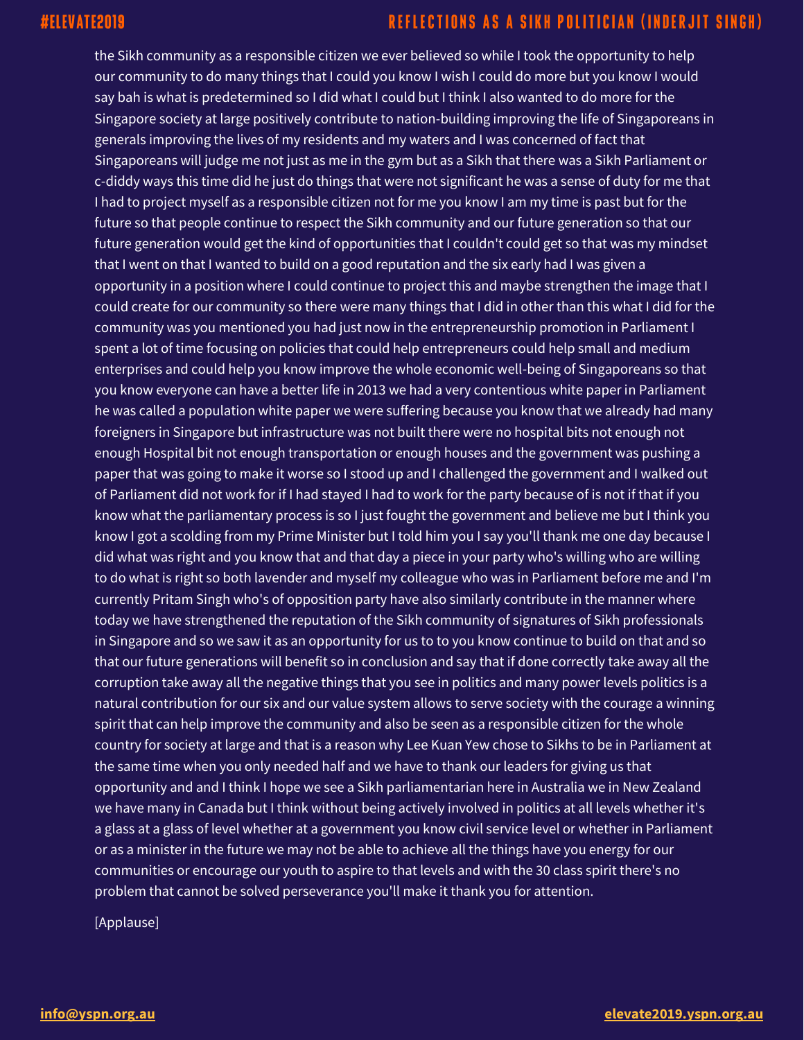the Sikh community as a responsible citizen we ever believed so while I took the opportunity to help our community to do many things that I could you know I wish I could do more but you know I would say bah is what is predetermined so I did what I could but I think I also wanted to do more for the Singapore society at large positively contribute to nation-building improving the life of Singaporeans in generals improving the lives of my residents and my waters and I was concerned of fact that Singaporeans will judge me not just as me in the gym but as a Sikh that there was a Sikh Parliament or c-diddy ways this time did he just do things that were not significant he was a sense of duty for me that I had to project myself as a responsible citizen not for me you know I am my time is past but for the future so that people continue to respect the Sikh community and our future generation so that our future generation would get the kind of opportunities that I couldn't could get so that was my mindset that I went on that I wanted to build on a good reputation and the six early had I was given a opportunity in a position where I could continue to project this and maybe strengthen the image that I could create for our community so there were many things that I did in other than this what I did for the community was you mentioned you had just now in the entrepreneurship promotion in Parliament I spent a lot of time focusing on policies that could help entrepreneurs could help small and medium enterprises and could help you know improve the whole economic well-being of Singaporeans so that you know everyone can have a better life in 2013 we had a very contentious white paper in Parliament he was called a population white paper we were suffering because you know that we already had many foreigners in Singapore but infrastructure was not built there were no hospital bits not enough not enough Hospital bit not enough transportation or enough houses and the government was pushing a paper that was going to make it worse so I stood up and I challenged the government and I walked out of Parliament did not work for if I had stayed I had to work for the party because of is not if that if you know what the parliamentary process is so I just fought the government and believe me but I think you know I got a scolding from my Prime Minister but I told him you I say you'll thank me one day because I did what was right and you know that and that day a piece in your party who's willing who are willing to do what is right so both lavender and myself my colleague who was in Parliament before me and I'm currently Pritam Singh who's of opposition party have also similarly contribute in the manner where today we have strengthened the reputation of the Sikh community of signatures of Sikh professionals in Singapore and so we saw it as an opportunity for us to to you know continue to build on that and so that our future generations will benefit so in conclusion and say that if done correctly take away all the corruption take away all the negative things that you see in politics and many power levels politics is a natural contribution for our six and our value system allows to serve society with the courage a winning spirit that can help improve the community and also be seen as a responsible citizen for the whole country for society at large and that is a reason why Lee Kuan Yew chose to Sikhs to be in Parliament at the same time when you only needed half and we have to thank our leaders for giving us that opportunity and and I think I hope we see a Sikh parliamentarian here in Australia we in New Zealand we have many in Canada but I think without being actively involved in politics at all levels whether it's a glass at a glass of level whether at a government you know civil service level or whether in Parliament or as a minister in the future we may not be able to achieve all the things have you energy for our communities or encourage our youth to aspire to that levels and with the 30 class spirit there's no problem that cannot be solved perseverance you'll make it thank you for attention.

[Applause]